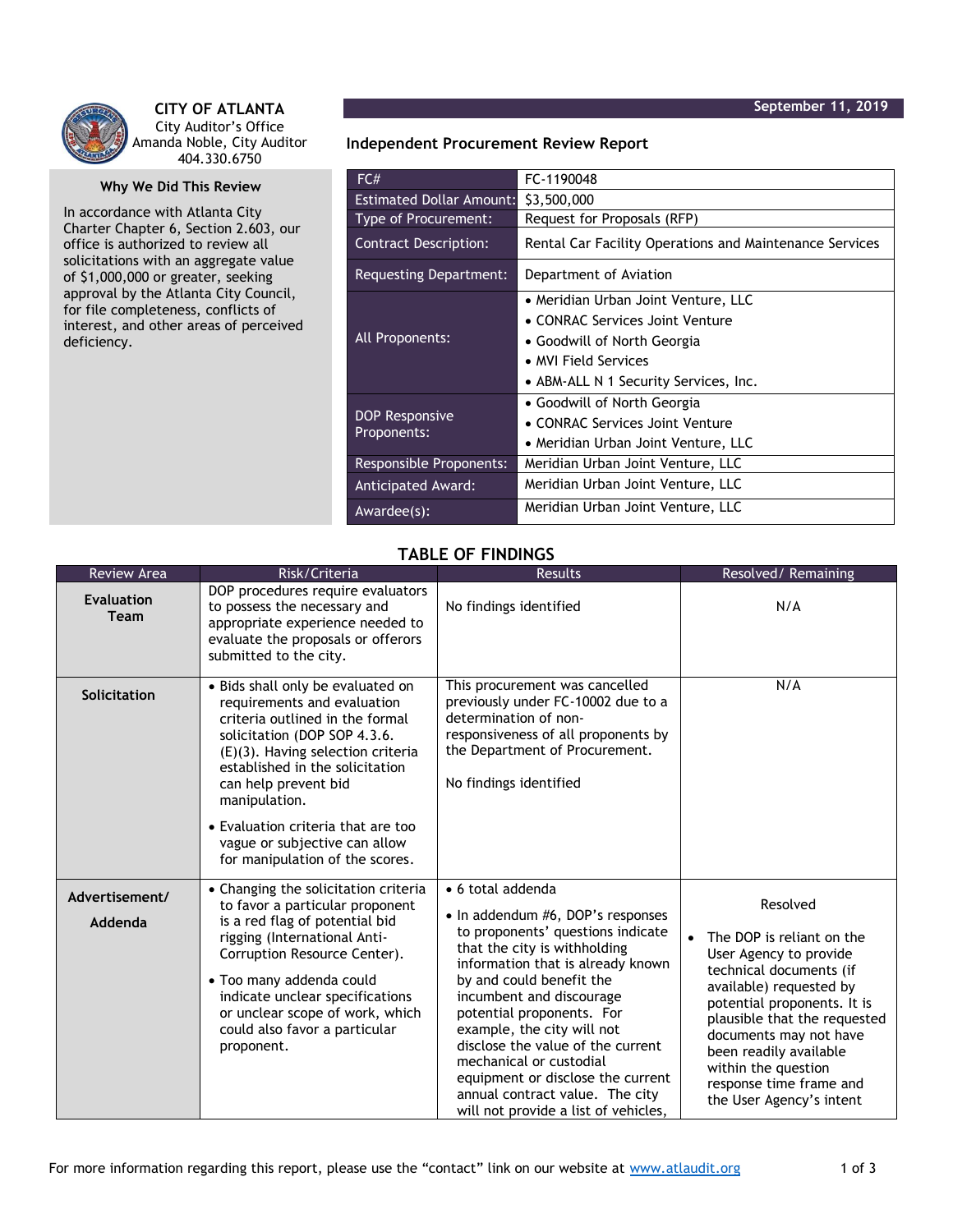**CITY OF ATLANTA**
City Auditor's Office
Amanda Noble, City Auditor
404.330.6750

**September 11, 2019**

## Independent Procurement Review Report

### Why We Did This Review

In accordance with Atlanta City Charter Chapter 6, Section 2.603, our office is authorized to review all solicitations with an aggregate value of $1,000,000 or greater, seeking approval by the Atlanta City Council, for file completeness, conflicts of interest, and other areas of perceived deficiency.

| FC# | FC-1190048 |
|---|---|
| Estimated Dollar Amount: | $3,500,000 |
| Type of Procurement: | Request for Proposals (RFP) |
| Contract Description: | Rental Car Facility Operations and Maintenance Services |
| Requesting Department: | Department of Aviation |
| All Proponents: | • Meridian Urban Joint Venture, LLC<br>• CONRAC Services Joint Venture<br>• Goodwill of North Georgia<br>• MVI Field Services<br>• ABM-ALL N 1 Security Services, Inc. |
| DOP Responsive Proponents: | • Goodwill of North Georgia<br>• CONRAC Services Joint Venture<br>• Meridian Urban Joint Venture, LLC |
| Responsible Proponents: | Meridian Urban Joint Venture, LLC |
| Anticipated Award: | Meridian Urban Joint Venture, LLC |
| Awardee(s): | Meridian Urban Joint Venture, LLC |

### TABLE OF FINDINGS

| Review Area | Risk/Criteria | Results | Resolved/ Remaining |
|---|---|---|---|
| **Evaluation Team** | DOP procedures require evaluators to possess the necessary and appropriate experience needed to evaluate the proposals or offerors submitted to the city. | No findings identified | N/A |
| **Solicitation** | • Bids shall only be evaluated on requirements and evaluation criteria outlined in the formal solicitation (DOP SOP 4.3.6.(E)(3). Having selection criteria established in the solicitation can help prevent bid manipulation.<br>• Evaluation criteria that are too vague or subjective can allow for manipulation of the scores. | This procurement was cancelled previously under FC-10002 due to a determination of non-responsiveness of all proponents by the Department of Procurement.<br><br>No findings identified | N/A |
| **Advertisement/ Addenda** | • Changing the solicitation criteria to favor a particular proponent is a red flag of potential bid rigging (International Anti-Corruption Resource Center).<br>• Too many addenda could indicate unclear specifications or unclear scope of work, which could also favor a particular proponent. | • 6 total addenda<br>• In addendum #6, DOP's responses to proponents' questions indicate that the city is withholding information that is already known by and could benefit the incumbent and discourage potential proponents. For example, the city will not disclose the value of the current mechanical or custodial equipment or disclose the current annual contract value. The city will not provide a list of vehicles, | Resolved<br><br>• The DOP is reliant on the User Agency to provide technical documents (if available) requested by potential proponents. It is plausible that the requested documents may not have been readily available within the question response time frame and the User Agency's intent |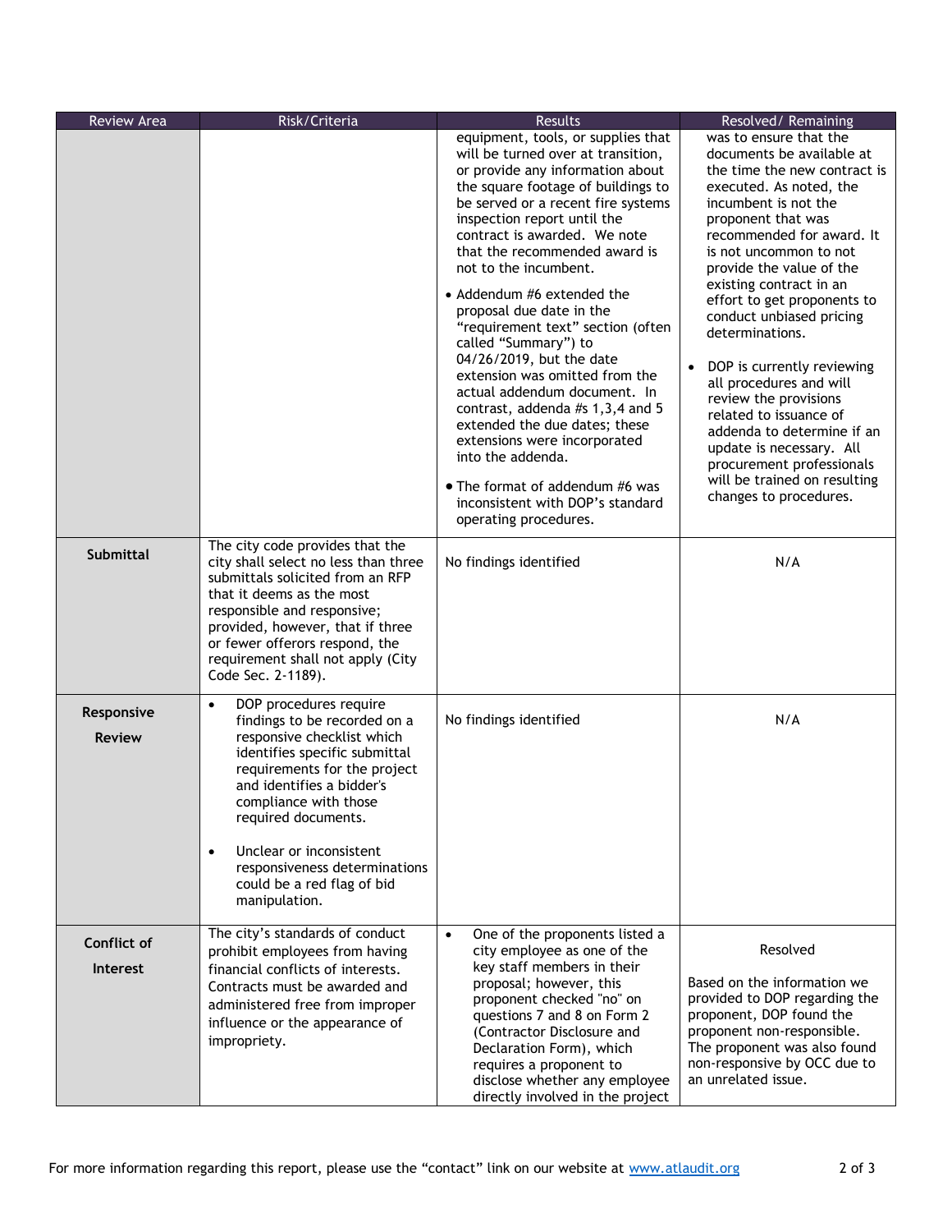| Review Area | Risk/Criteria | Results | Resolved/ Remaining |
|---|---|---|---|
| | | equipment, tools, or supplies that will be turned over at transition, or provide any information about the square footage of buildings to be served or a recent fire systems inspection report until the contract is awarded. We note that the recommended award is not to the incumbent.<br><br>• Addendum #6 extended the proposal due date in the "requirement text" section (often called "Summary") to 04/26/2019, but the date extension was omitted from the actual addendum document. In contrast, addenda #s 1,3,4 and 5 extended the due dates; these extensions were incorporated into the addenda.<br><br>• The format of addendum #6 was inconsistent with DOP's standard operating procedures. | was to ensure that the documents be available at the time the new contract is executed. As noted, the incumbent is not the proponent that was recommended for award. It is not uncommon to not provide the value of the existing contract in an effort to get proponents to conduct unbiased pricing determinations.<br><br>• DOP is currently reviewing all procedures and will review the provisions related to issuance of addenda to determine if an update is necessary. All procurement professionals will be trained on resulting changes to procedures. |
| **Submittal** | The city code provides that the city shall select no less than three submittals solicited from an RFP that it deems as the most responsible and responsive; provided, however, that if three or fewer offerors respond, the requirement shall not apply (City Code Sec. 2-1189). | No findings identified | N/A |
| **Responsive Review** | • DOP procedures require findings to be recorded on a responsive checklist which identifies specific submittal requirements for the project and identifies a bidder's compliance with those required documents.<br><br>• Unclear or inconsistent responsiveness determinations could be a red flag of bid manipulation. | No findings identified | N/A |
| **Conflict of Interest** | The city's standards of conduct prohibit employees from having financial conflicts of interests. Contracts must be awarded and administered free from improper influence or the appearance of impropriety. | • One of the proponents listed a city employee as one of the key staff members in their proposal; however, this proponent checked "no" on questions 7 and 8 on Form 2 (Contractor Disclosure and Declaration Form), which requires a proponent to disclose whether any employee directly involved in the project | Resolved<br><br>Based on the information we provided to DOP regarding the proponent, DOP found the proponent non-responsible. The proponent was also found non-responsive by OCC due to an unrelated issue. |

For more information regarding this report, please use the "contact" link on our website at www.atlaudit.org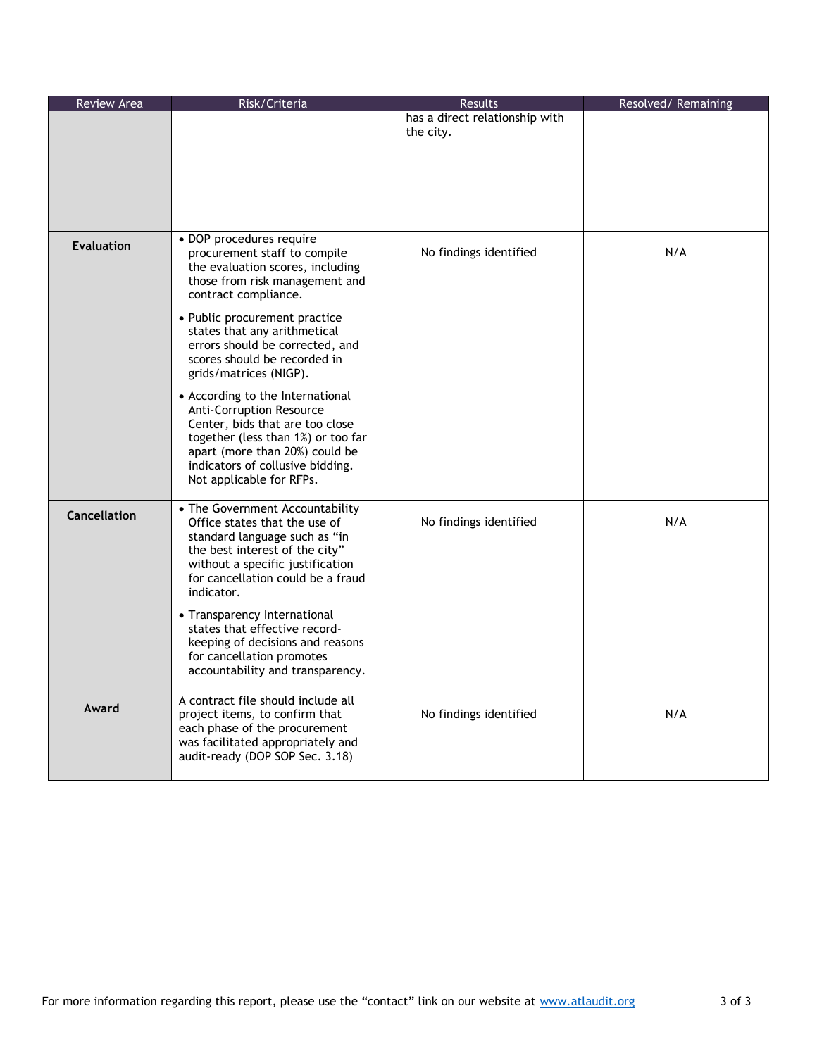| Review Area | Risk/Criteria | Results | Resolved/ Remaining |
| --- | --- | --- | --- |
| | | has a direct relationship with the city. | |
| **Evaluation** | • DOP procedures require procurement staff to compile the evaluation scores, including those from risk management and contract compliance.<br>• Public procurement practice states that any arithmetical errors should be corrected, and scores should be recorded in grids/matrices (NIGP).<br>• According to the International Anti-Corruption Resource Center, bids that are too close together (less than 1%) or too far apart (more than 20%) could be indicators of collusive bidding. Not applicable for RFPs. | No findings identified | N/A |
| **Cancellation** | • The Government Accountability Office states that the use of standard language such as "in the best interest of the city" without a specific justification for cancellation could be a fraud indicator.<br>• Transparency International states that effective record-keeping of decisions and reasons for cancellation promotes accountability and transparency. | No findings identified | N/A |
| **Award** | A contract file should include all project items, to confirm that each phase of the procurement was facilitated appropriately and audit-ready (DOP SOP Sec. 3.18) | No findings identified | N/A |

For more information regarding this report, please use the "contact" link on our website at www.atlaudit.org